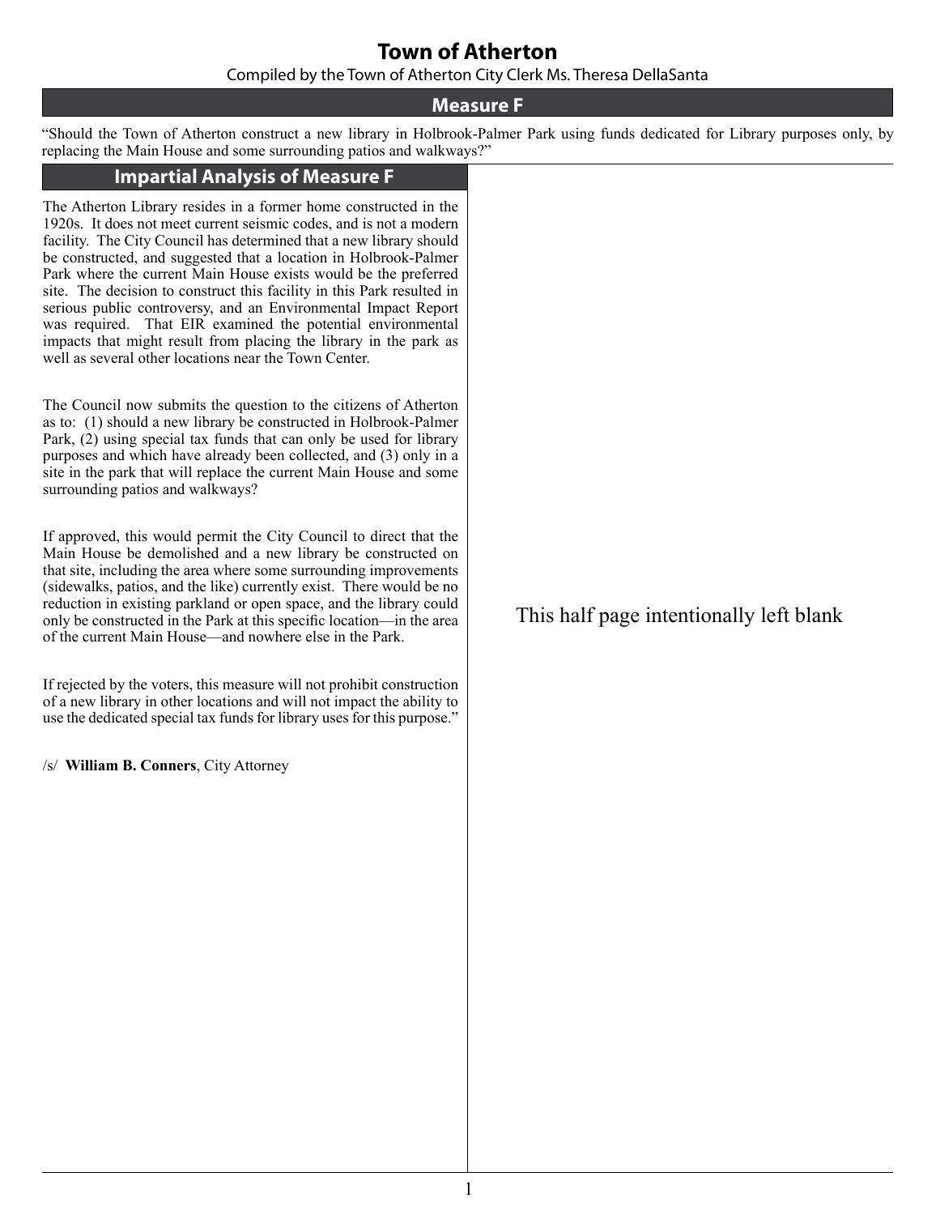# Town of Atherton

Compiled by the Town of Atherton City Clerk Ms. Theresa DellaSanta

## Measure F

"Should the Town of Atherton construct a new library in Holbrook-Palmer Park using funds dedicated for Library purposes only, by replacing the Main House and some surrounding patios and walkways?"

## Impartial Analysis of Measure F

The Atherton Library resides in a former home constructed in the 1920s. It does not meet current seismic codes, and is not a modern facility. The City Council has determined that a new library should be constructed, and suggested that a location in Holbrook-Palmer Park where the current Main House exists would be the preferred site. The decision to construct this facility in this Park resulted in serious public controversy, and an Environmental Impact Report was required. That EIR examined the potential environmental impacts that might result from placing the library in the park as well as several other locations near the Town Center.

The Council now submits the question to the citizens of Atherton as to: (1) should a new library be constructed in Holbrook-Palmer Park, (2) using special tax funds that can only be used for library purposes and which have already been collected, and (3) only in a site in the park that will replace the current Main House and some surrounding patios and walkways?

If approved, this would permit the City Council to direct that the Main House be demolished and a new library be constructed on that site, including the area where some surrounding improvements (sidewalks, patios, and the like) currently exist. There would be no reduction in existing parkland or open space, and the library could only be constructed in the Park at this specific location—in the area of the current Main House—and nowhere else in the Park.

If rejected by the voters, this measure will not prohibit construction of a new library in other locations and will not impact the ability to use the dedicated special tax funds for library uses for this purpose."

/s/ **William B. Conners**, City Attorney

This half page intentionally left blank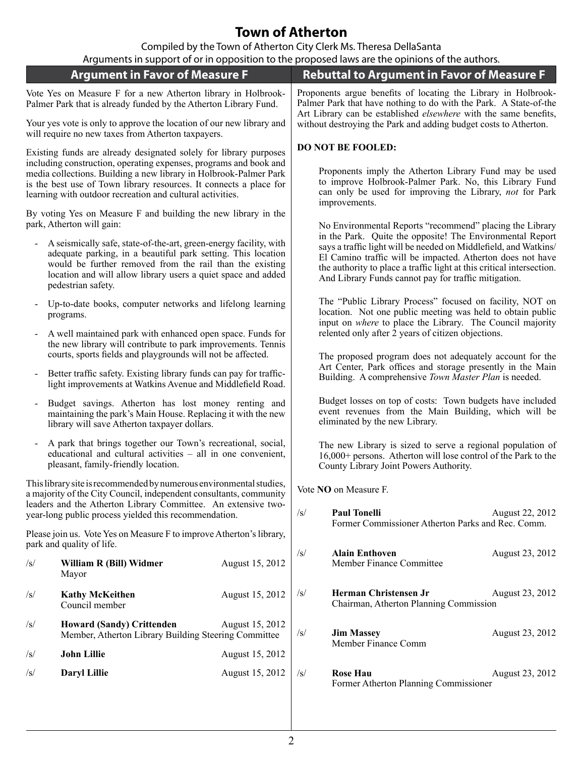# Town of Atherton

Compiled by the Town of Atherton City Clerk Ms. Theresa DellaSanta

Arguments in support of or in opposition to the proposed laws are the opinions of the authors.

## Argument in Favor of Measure F

Vote Yes on Measure F for a new Atherton library in Holbrook-Palmer Park that is already funded by the Atherton Library Fund.

Your yes vote is only to approve the location of our new library and will require no new taxes from Atherton taxpayers.

Existing funds are already designated solely for library purposes including construction, operating expenses, programs and book and media collections. Building a new library in Holbrook-Palmer Park is the best use of Town library resources. It connects a place for learning with outdoor recreation and cultural activities.

By voting Yes on Measure F and building the new library in the park, Atherton will gain:

- A seismically safe, state-of-the-art, green-energy facility, with adequate parking, in a beautiful park setting. This location would be further removed from the rail than the existing location and will allow library users a quiet space and added pedestrian safety.
- Up-to-date books, computer networks and lifelong learning programs.
- A well maintained park with enhanced open space. Funds for the new library will contribute to park improvements. Tennis courts, sports fields and playgrounds will not be affected.
- Better traffic safety. Existing library funds can pay for traffic-light improvements at Watkins Avenue and Middlefield Road.
- Budget savings. Atherton has lost money renting and maintaining the park's Main House. Replacing it with the new library will save Atherton taxpayer dollars.
- A park that brings together our Town's recreational, social, educational and cultural activities – all in one convenient, pleasant, family-friendly location.

This library site is recommended by numerous environmental studies, a majority of the City Council, independent consultants, community leaders and the Atherton Library Committee. An extensive two-year-long public process yielded this recommendation.

Please join us. Vote Yes on Measure F to improve Atherton's library, park and quality of life.

/s/ **William R (Bill) Widmer** — August 15, 2012
Mayor

/s/ **Kathy McKeithen** — August 15, 2012
Council member

/s/ **Howard (Sandy) Crittenden** — August 15, 2012
Member, Atherton Library Building Steering Committee

/s/ **John Lillie** — August 15, 2012

/s/ **Daryl Lillie** — August 15, 2012

## Rebuttal to Argument in Favor of Measure F

Proponents argue benefits of locating the Library in Holbrook-Palmer Park that have nothing to do with the Park. A State-of-the Art Library can be established *elsewhere* with the same benefits, without destroying the Park and adding budget costs to Atherton.

**DO NOT BE FOOLED:**

Proponents imply the Atherton Library Fund may be used to improve Holbrook-Palmer Park. No, this Library Fund can only be used for improving the Library, *not* for Park improvements.

No Environmental Reports "recommend" placing the Library in the Park. Quite the opposite! The Environmental Report says a traffic light will be needed on Middlefield, and Watkins/El Camino traffic will be impacted. Atherton does not have the authority to place a traffic light at this critical intersection. And Library Funds cannot pay for traffic mitigation.

The "Public Library Process" focused on facility, NOT on location. Not one public meeting was held to obtain public input on *where* to place the Library. The Council majority relented only after 2 years of citizen objections.

The proposed program does not adequately account for the Art Center, Park offices and storage presently in the Main Building. A comprehensive *Town Master Plan* is needed.

Budget losses on top of costs: Town budgets have included event revenues from the Main Building, which will be eliminated by the new Library.

The new Library is sized to serve a regional population of 16,000+ persons. Atherton will lose control of the Park to the County Library Joint Powers Authority.

Vote **NO** on Measure F.

/s/ **Paul Tonelli** — August 22, 2012
Former Commissioner Atherton Parks and Rec. Comm.

/s/ **Alain Enthoven** — August 23, 2012
Member Finance Committee

/s/ **Herman Christensen Jr** — August 23, 2012
Chairman, Atherton Planning Commission

/s/ **Jim Massey** — August 23, 2012
Member Finance Comm

/s/ **Rose Hau** — August 23, 2012
Former Atherton Planning Commissioner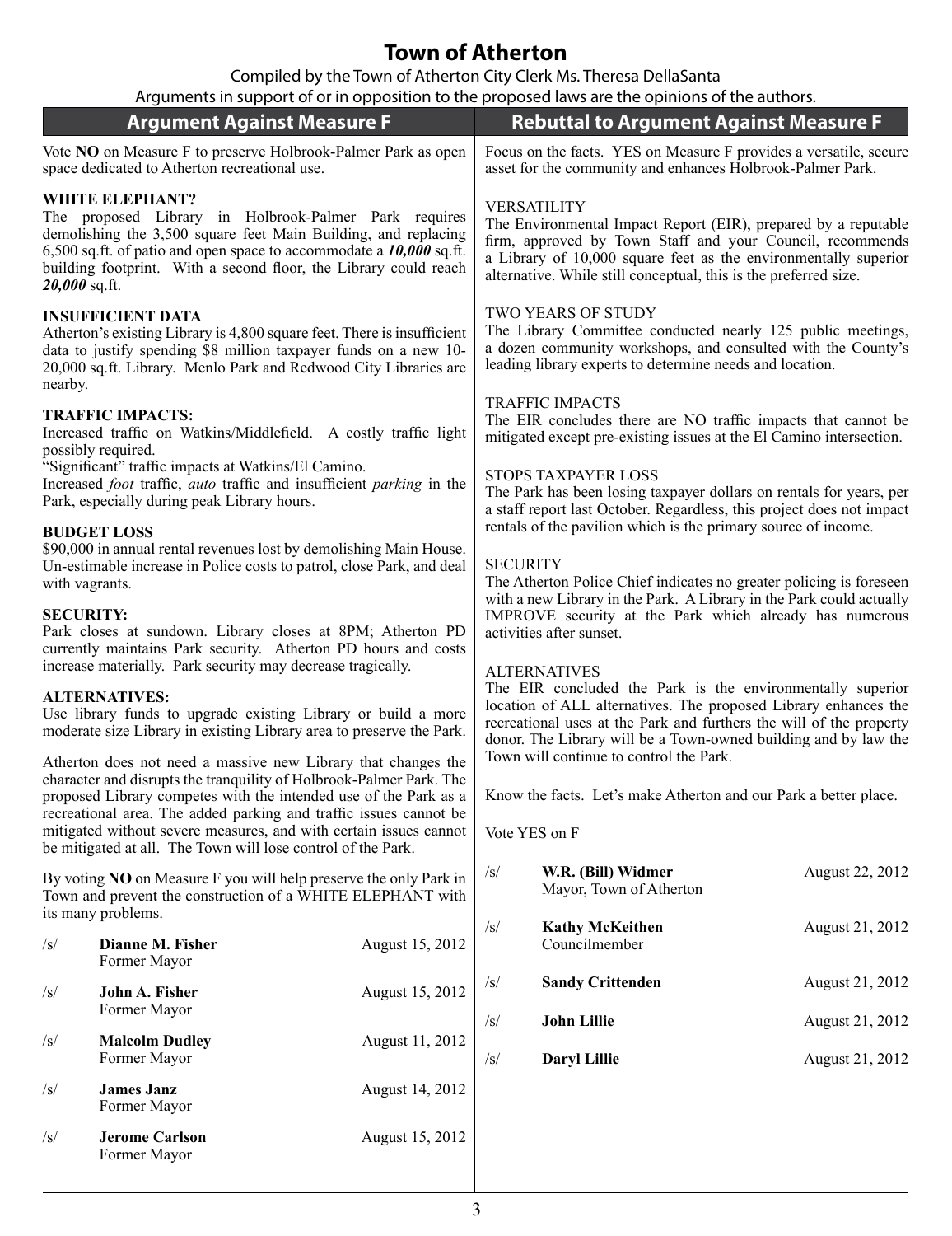# Town of Atherton

Compiled by the Town of Atherton City Clerk Ms. Theresa DellaSanta

Arguments in support of or in opposition to the proposed laws are the opinions of the authors.

## Argument Against Measure F

Vote **NO** on Measure F to preserve Holbrook-Palmer Park as open space dedicated to Atherton recreational use.

**WHITE ELEPHANT?**

The proposed Library in Holbrook-Palmer Park requires demolishing the 3,500 square feet Main Building, and replacing 6,500 sq.ft. of patio and open space to accommodate a ***10,000*** sq.ft. building footprint. With a second floor, the Library could reach ***20,000*** sq.ft.

**INSUFFICIENT DATA**

Atherton's existing Library is 4,800 square feet. There is insufficient data to justify spending $8 million taxpayer funds on a new 10-20,000 sq.ft. Library. Menlo Park and Redwood City Libraries are nearby.

**TRAFFIC IMPACTS:**

Increased traffic on Watkins/Middlefield. A costly traffic light possibly required.

"Significant" traffic impacts at Watkins/El Camino.

Increased *foot* traffic, *auto* traffic and insufficient *parking* in the Park, especially during peak Library hours.

**BUDGET LOSS**

$90,000 in annual rental revenues lost by demolishing Main House. Un-estimable increase in Police costs to patrol, close Park, and deal with vagrants.

**SECURITY:**

Park closes at sundown. Library closes at 8PM; Atherton PD currently maintains Park security. Atherton PD hours and costs increase materially. Park security may decrease tragically.

**ALTERNATIVES:**

Use library funds to upgrade existing Library or build a more moderate size Library in existing Library area to preserve the Park.

Atherton does not need a massive new Library that changes the character and disrupts the tranquility of Holbrook-Palmer Park. The proposed Library competes with the intended use of the Park as a recreational area. The added parking and traffic issues cannot be mitigated without severe measures, and with certain issues cannot be mitigated at all. The Town will lose control of the Park.

By voting **NO** on Measure F you will help preserve the only Park in Town and prevent the construction of a WHITE ELEPHANT with its many problems.

| | | |
|---|---|---|
| /s/ | **Dianne M. Fisher**<br>Former Mayor | August 15, 2012 |
| /s/ | **John A. Fisher**<br>Former Mayor | August 15, 2012 |
| /s/ | **Malcolm Dudley**<br>Former Mayor | August 11, 2012 |
| /s/ | **James Janz**<br>Former Mayor | August 14, 2012 |
| /s/ | **Jerome Carlson**<br>Former Mayor | August 15, 2012 |

## Rebuttal to Argument Against Measure F

Focus on the facts. YES on Measure F provides a versatile, secure asset for the community and enhances Holbrook-Palmer Park.

VERSATILITY

The Environmental Impact Report (EIR), prepared by a reputable firm, approved by Town Staff and your Council, recommends a Library of 10,000 square feet as the environmentally superior alternative. While still conceptual, this is the preferred size.

TWO YEARS OF STUDY

The Library Committee conducted nearly 125 public meetings, a dozen community workshops, and consulted with the County's leading library experts to determine needs and location.

TRAFFIC IMPACTS

The EIR concludes there are NO traffic impacts that cannot be mitigated except pre-existing issues at the El Camino intersection.

STOPS TAXPAYER LOSS

The Park has been losing taxpayer dollars on rentals for years, per a staff report last October. Regardless, this project does not impact rentals of the pavilion which is the primary source of income.

SECURITY

The Atherton Police Chief indicates no greater policing is foreseen with a new Library in the Park. A Library in the Park could actually IMPROVE security at the Park which already has numerous activities after sunset.

ALTERNATIVES

The EIR concluded the Park is the environmentally superior location of ALL alternatives. The proposed Library enhances the recreational uses at the Park and furthers the will of the property donor. The Library will be a Town-owned building and by law the Town will continue to control the Park.

Know the facts. Let's make Atherton and our Park a better place.

Vote YES on F

| | | |
|---|---|---|
| /s/ | **W.R. (Bill) Widmer**<br>Mayor, Town of Atherton | August 22, 2012 |
| /s/ | **Kathy McKeithen**<br>Councilmember | August 21, 2012 |
| /s/ | **Sandy Crittenden** | August 21, 2012 |
| /s/ | **John Lillie** | August 21, 2012 |
| /s/ | **Daryl Lillie** | August 21, 2012 |